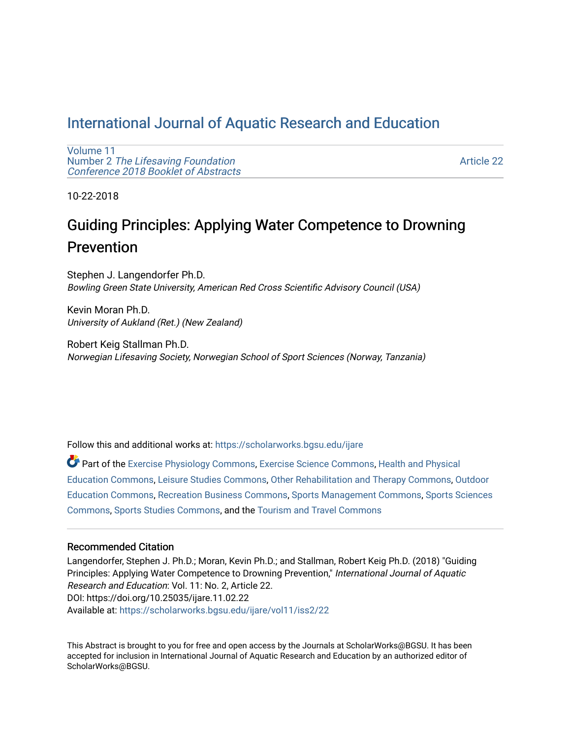# International Journal of Aquatic Research and Education

Volume 11
Number 2 *The Lifesaving Foundation Conference 2018 Booklet of Abstracts*

Article 22

10-22-2018

## Guiding Principles: Applying Water Competence to Drowning Prevention

Stephen J. Langendorfer Ph.D.
*Bowling Green State University, American Red Cross Scientific Advisory Council (USA)*

Kevin Moran Ph.D.
*University of Aukland (Ret.) (New Zealand)*

Robert Keig Stallman Ph.D.
*Norwegian Lifesaving Society, Norwegian School of Sport Sciences (Norway, Tanzania)*

Follow this and additional works at: https://scholarworks.bgsu.edu/ijare

Part of the Exercise Physiology Commons, Exercise Science Commons, Health and Physical Education Commons, Leisure Studies Commons, Other Rehabilitation and Therapy Commons, Outdoor Education Commons, Recreation Business Commons, Sports Management Commons, Sports Sciences Commons, Sports Studies Commons, and the Tourism and Travel Commons

### Recommended Citation

Langendorfer, Stephen J. Ph.D.; Moran, Kevin Ph.D.; and Stallman, Robert Keig Ph.D. (2018) "Guiding Principles: Applying Water Competence to Drowning Prevention," *International Journal of Aquatic Research and Education*: Vol. 11: No. 2, Article 22.
DOI: https://doi.org/10.25035/ijare.11.02.22
Available at: https://scholarworks.bgsu.edu/ijare/vol11/iss2/22

This Abstract is brought to you for free and open access by the Journals at ScholarWorks@BGSU. It has been accepted for inclusion in International Journal of Aquatic Research and Education by an authorized editor of ScholarWorks@BGSU.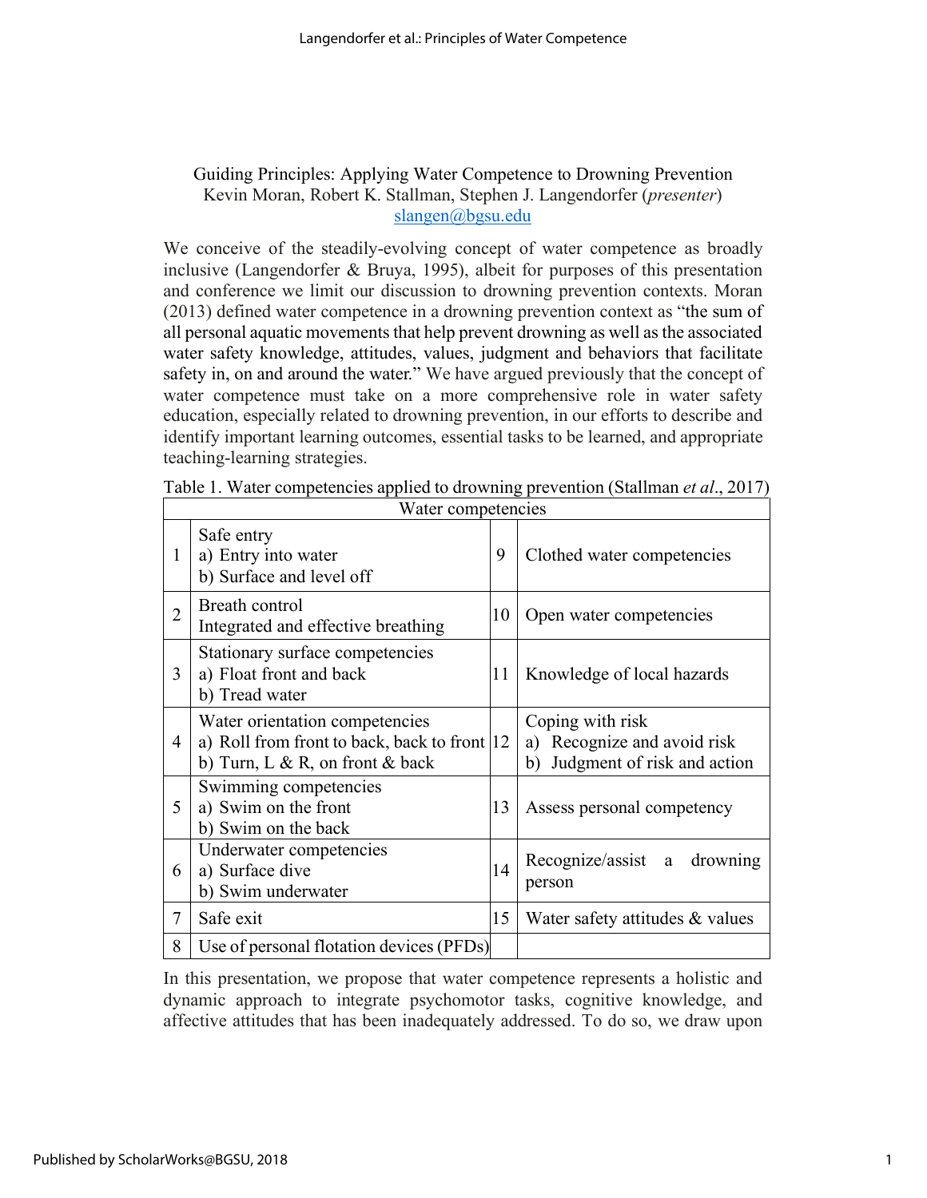# Guiding Principles: Applying Water Competence to Drowning Prevention

Kevin Moran, Robert K. Stallman, Stephen J. Langendorfer (*presenter*)
slangen@bgsu.edu

We conceive of the steadily-evolving concept of water competence as broadly inclusive (Langendorfer & Bruya, 1995), albeit for purposes of this presentation and conference we limit our discussion to drowning prevention contexts. Moran (2013) defined water competence in a drowning prevention context as "the sum of all personal aquatic movements that help prevent drowning as well as the associated water safety knowledge, attitudes, values, judgment and behaviors that facilitate safety in, on and around the water." We have argued previously that the concept of water competence must take on a more comprehensive role in water safety education, especially related to drowning prevention, in our efforts to describe and identify important learning outcomes, essential tasks to be learned, and appropriate teaching-learning strategies.

Table 1. Water competencies applied to drowning prevention (Stallman *et al*., 2017)

| Water competencies | | | |
|---|---|---|---|
| 1 | Safe entry<br>a) Entry into water<br>b) Surface and level off | 9 | Clothed water competencies |
| 2 | Breath control<br>Integrated and effective breathing | 10 | Open water competencies |
| 3 | Stationary surface competencies<br>a) Float front and back<br>b) Tread water | 11 | Knowledge of local hazards |
| 4 | Water orientation competencies<br>a) Roll from front to back, back to front<br>b) Turn, L & R, on front & back | 12 | Coping with risk<br>a) Recognize and avoid risk<br>b) Judgment of risk and action |
| 5 | Swimming competencies<br>a) Swim on the front<br>b) Swim on the back | 13 | Assess personal competency |
| 6 | Underwater competencies<br>a) Surface dive<br>b) Swim underwater | 14 | Recognize/assist a drowning person |
| 7 | Safe exit | 15 | Water safety attitudes & values |
| 8 | Use of personal flotation devices (PFDs) | | |

In this presentation, we propose that water competence represents a holistic and dynamic approach to integrate psychomotor tasks, cognitive knowledge, and affective attitudes that has been inadequately addressed. To do so, we draw upon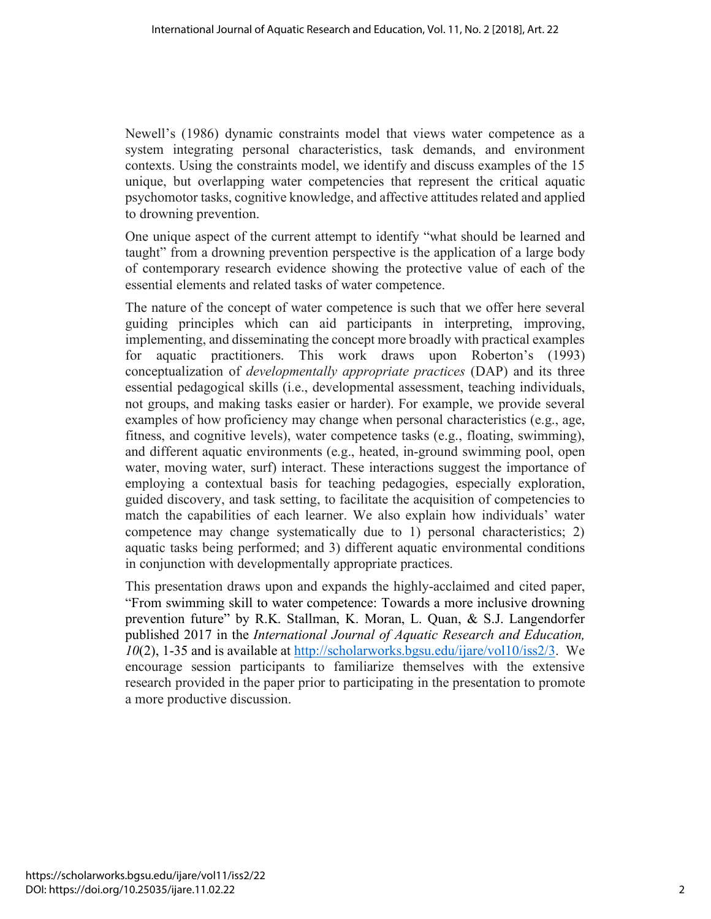Newell's (1986) dynamic constraints model that views water competence as a system integrating personal characteristics, task demands, and environment contexts. Using the constraints model, we identify and discuss examples of the 15 unique, but overlapping water competencies that represent the critical aquatic psychomotor tasks, cognitive knowledge, and affective attitudes related and applied to drowning prevention.

One unique aspect of the current attempt to identify "what should be learned and taught" from a drowning prevention perspective is the application of a large body of contemporary research evidence showing the protective value of each of the essential elements and related tasks of water competence.

The nature of the concept of water competence is such that we offer here several guiding principles which can aid participants in interpreting, improving, implementing, and disseminating the concept more broadly with practical examples for aquatic practitioners. This work draws upon Roberton's (1993) conceptualization of *developmentally appropriate practices* (DAP) and its three essential pedagogical skills (i.e., developmental assessment, teaching individuals, not groups, and making tasks easier or harder). For example, we provide several examples of how proficiency may change when personal characteristics (e.g., age, fitness, and cognitive levels), water competence tasks (e.g., floating, swimming), and different aquatic environments (e.g., heated, in-ground swimming pool, open water, moving water, surf) interact. These interactions suggest the importance of employing a contextual basis for teaching pedagogies, especially exploration, guided discovery, and task setting, to facilitate the acquisition of competencies to match the capabilities of each learner. We also explain how individuals' water competence may change systematically due to 1) personal characteristics; 2) aquatic tasks being performed; and 3) different aquatic environmental conditions in conjunction with developmentally appropriate practices.

This presentation draws upon and expands the highly-acclaimed and cited paper, "From swimming skill to water competence: Towards a more inclusive drowning prevention future" by R.K. Stallman, K. Moran, L. Quan, & S.J. Langendorfer published 2017 in the *International Journal of Aquatic Research and Education, 10*(2), 1-35 and is available at http://scholarworks.bgsu.edu/ijare/vol10/iss2/3. We encourage session participants to familiarize themselves with the extensive research provided in the paper prior to participating in the presentation to promote a more productive discussion.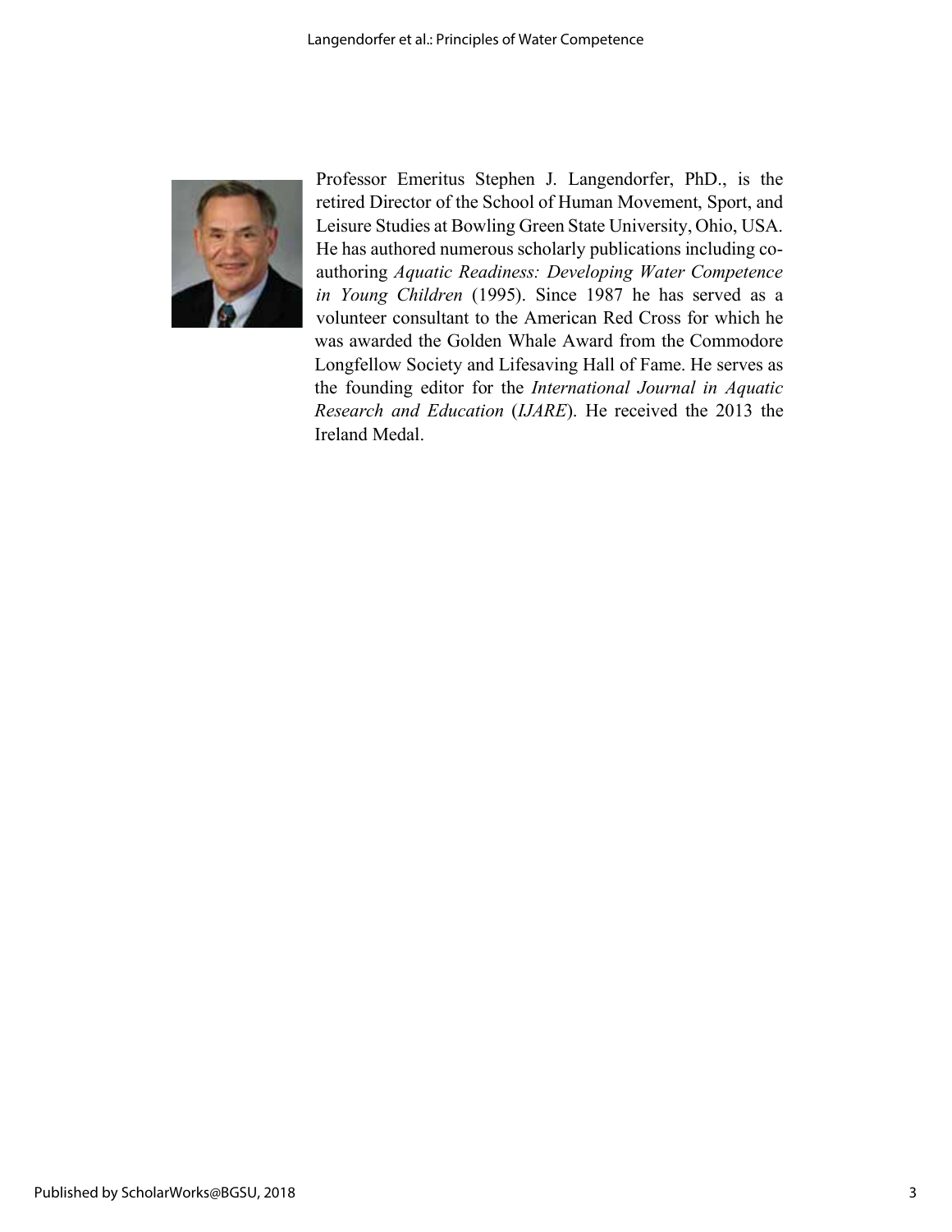Professor Emeritus Stephen J. Langendorfer, PhD., is the retired Director of the School of Human Movement, Sport, and Leisure Studies at Bowling Green State University, Ohio, USA. He has authored numerous scholarly publications including co-authoring *Aquatic Readiness: Developing Water Competence in Young Children* (1995). Since 1987 he has served as a volunteer consultant to the American Red Cross for which he was awarded the Golden Whale Award from the Commodore Longfellow Society and Lifesaving Hall of Fame. He serves as the founding editor for the *International Journal in Aquatic Research and Education* (*IJARE*). He received the 2013 the Ireland Medal.